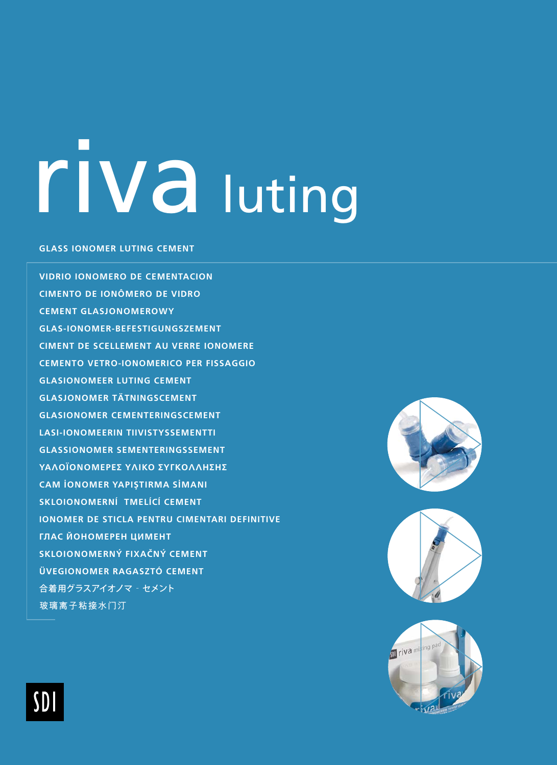# riva luting

**GLASS IONOMER LUTING CEMENT**

**VIDRIO IONOMERO DE CEMENTACION**
**CIMENTO DE IONÔMERO DE VIDRO**
**CEMENT GLASJONOMEROWY**
**GLAS-IONOMER-BEFESTIGUNGSZEMENT**
**CIMENT DE SCELLEMENT AU VERRE IONOMERE**
**CEMENTO VETRO-IONOMERICO PER FISSAGGIO**
**GLASIONOMEER LUTING CEMENT**
**GLASJONOMER TÄTNINGSCEMENT**
**GLASIONOMER CEMENTERINGSCEMENT**
**LASI-IONOMEERIN TIIVISTYSSEMENTTI**
**GLASSIONOMER SEMENTERINGSSEMENT**
**ΥΑΛΟΪΟΝΟΜΕΡΕΣ ΥΛΙΚΟ ΣΥΓΚΟΛΛΗΣΗΣ**
**CAM İONOMER YAPIŞTIRMA SİMANI**
**SKLOIONOMERNÍ TMELÍCÍ CEMENT**
**IONOMER DE STICLA PENTRU CIMENTARI DEFINITIVE**
**ГЛАС ЙОНОМЕРЕН ЦИМЕНТ**
**SKLOIONOMERNÝ FIXAČNÝ CEMENT**
**ÜVEGIONOMER RAGASZTÓ CEMENT**
合着用グラスアイオノマ - セメント
玻璃离子粘接水门汀

SDI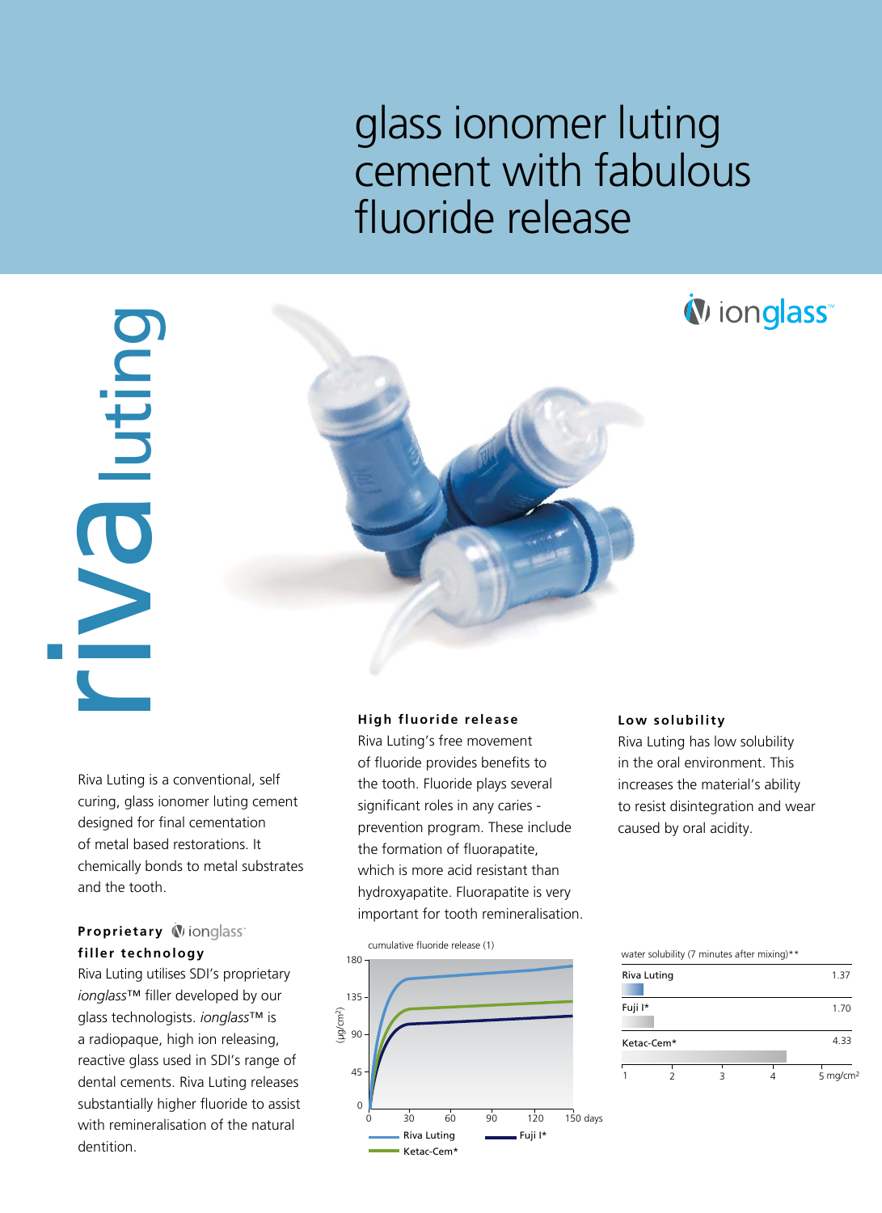# glass ionomer luting cement with fabulous fluoride release

ionglass™

riva luting

Riva Luting is a conventional, self curing, glass ionomer luting cement designed for final cementation of metal based restorations. It chemically bonds to metal substrates and the tooth.

### Proprietary ionglass filler technology

Riva Luting utilises SDI's proprietary *ionglass*™ filler developed by our glass technologists. *ionglass*™ is a radiopaque, high ion releasing, reactive glass used in SDI's range of dental cements. Riva Luting releases substantially higher fluoride to assist with remineralisation of the natural dentition.

### High fluoride release

Riva Luting's free movement of fluoride provides benefits to the tooth. Fluoride plays several significant roles in any caries - prevention program. These include the formation of fluorapatite, which is more acid resistant than hydroxyapatite. Fluorapatite is very important for tooth remineralisation.

cumulative fluoride release (1)

(μg/cm²): 0, 45, 90, 135, 180

days: 0, 30, 60, 90, 120, 150

Riva Luting — Fuji I* — Ketac-Cem*

### Low solubility

Riva Luting has low solubility in the oral environment. This increases the material's ability to resist disintegration and wear caused by oral acidity.

water solubility (7 minutes after mixing)**

| Material | mg/cm² |
| --- | --- |
| Riva Luting | 1.37 |
| Fuji I* | 1.70 |
| Ketac-Cem* | 4.33 |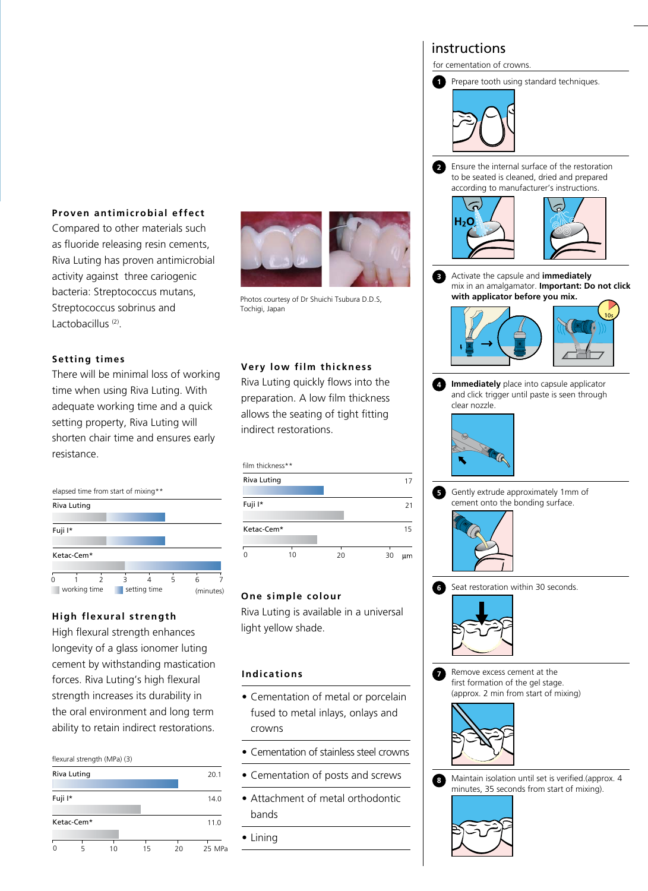## Proven antimicrobial effect

Compared to other materials such as fluoride releasing resin cements, Riva Luting has proven antimicrobial activity against three cariogenic bacteria: Streptococcus mutans, Streptococcus sobrinus and Lactobacillus [2].

## Setting times

There will be minimal loss of working time when using Riva Luting. With adequate working time and a quick setting property, Riva Luting will shorten chair time and ensures early resistance.

elapsed time from start of mixing**

Riva Luting

Fuji I*

Ketac-Cem*

0 1 2 3 4 5 6 7 (minutes)

working time / setting time

## High flexural strength

High flexural strength enhances longevity of a glass ionomer luting cement by withstanding mastication forces. Riva Luting's high flexural strength increases its durability in the oral environment and long term ability to retain indirect restorations.

flexural strength (MPa) (3)

| Material | MPa |
|---|---|
| Riva Luting | 20.1 |
| Fuji I* | 14.0 |
| Ketac-Cem* | 11.0 |

Photos courtesy of Dr Shuichi Tsubura D.D.S, Tochigi, Japan

## Very low film thickness

Riva Luting quickly flows into the preparation. A low film thickness allows the seating of tight fitting indirect restorations.

film thickness**

| Material | µm |
|---|---|
| Riva Luting | 17 |
| Fuji I* | 21 |
| Ketac-Cem* | 15 |

## One simple colour

Riva Luting is available in a universal light yellow shade.

## Indications

- Cementation of metal or porcelain fused to metal inlays, onlays and crowns
- Cementation of stainless steel crowns
- Cementation of posts and screws
- Attachment of metal orthodontic bands
- Lining

## instructions

for cementation of crowns.

1. Prepare tooth using standard techniques.
2. Ensure the internal surface of the restoration to be seated is cleaned, dried and prepared according to manufacturer's instructions.
3. Activate the capsule and **immediately** mix in an amalgamator. **Important: Do not click with applicator before you mix.**
4. **Immediately** place into capsule applicator and click trigger until paste is seen through clear nozzle.
5. Gently extrude approximately 1mm of cement onto the bonding surface.
6. Seat restoration within 30 seconds.
7. Remove excess cement at the first formation of the gel stage. (approx. 2 min from start of mixing)
8. Maintain isolation until set is verified.(approx. 4 minutes, 35 seconds from start of mixing).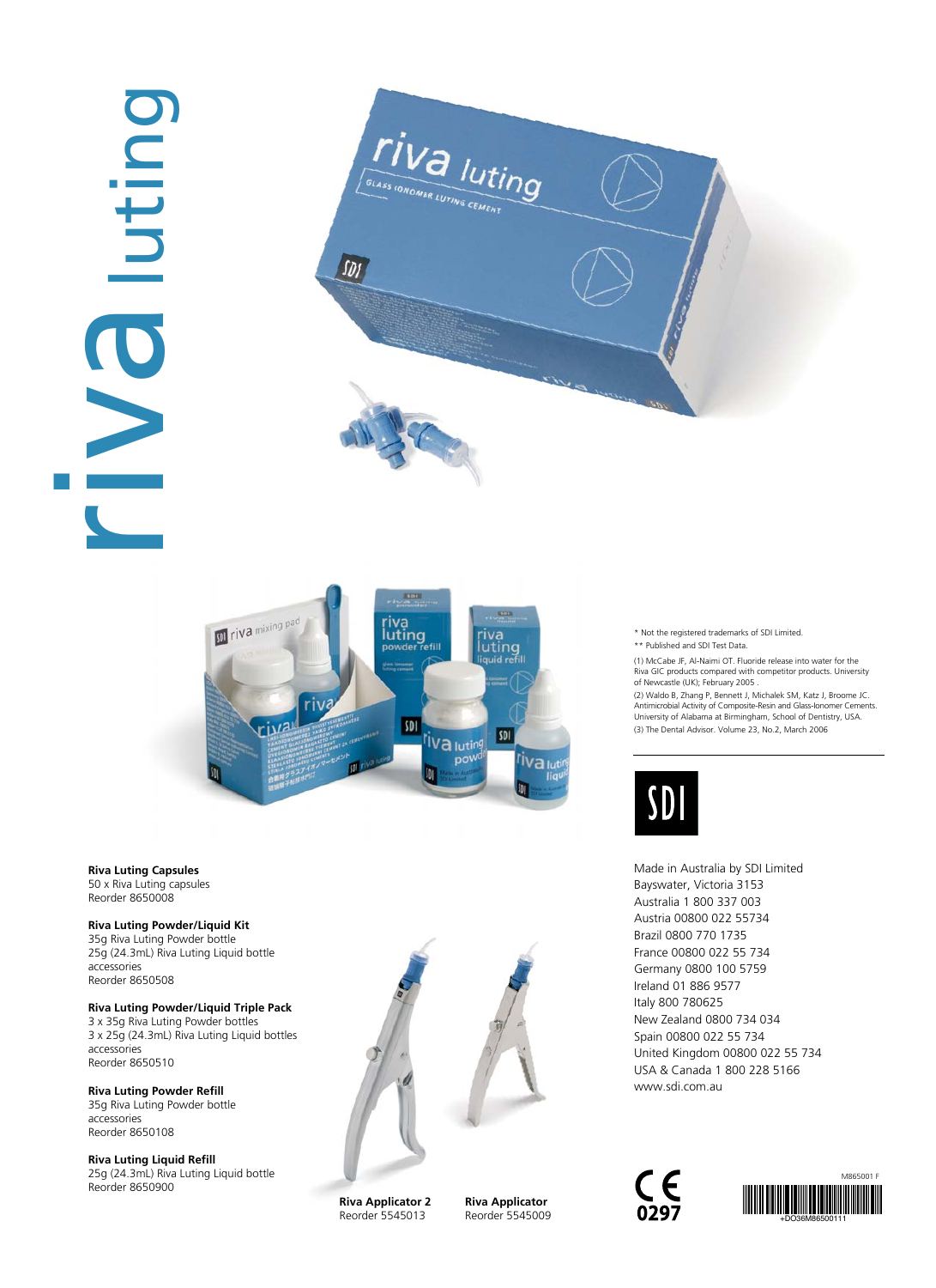# riva luting

**Riva Luting Capsules**
50 x Riva Luting capsules
Reorder 8650008

**Riva Luting Powder/Liquid Kit**
35g Riva Luting Powder bottle
25g (24.3mL) Riva Luting Liquid bottle
accessories
Reorder 8650508

**Riva Luting Powder/Liquid Triple Pack**
3 x 35g Riva Luting Powder bottles
3 x 25g (24.3mL) Riva Luting Liquid bottles
accessories
Reorder 8650510

**Riva Luting Powder Refill**
35g Riva Luting Powder bottle
accessories
Reorder 8650108

**Riva Luting Liquid Refill**
25g (24.3mL) Riva Luting Liquid bottle
Reorder 8650900

**Riva Applicator 2**
Reorder 5545013

**Riva Applicator**
Reorder 5545009

\* Not the registered trademarks of SDI Limited.
\*\* Published and SDI Test Data.

(1) McCabe JF, Al-Naimi OT. Fluoride release into water for the Riva GIC products compared with competitor products. University of Newcastle (UK); February 2005 .

(2) Waldo B, Zhang P, Bennett J, Michalek SM, Katz J, Broome JC. Antimicrobial Activity of Composite-Resin and Glass-Ionomer Cements. University of Alabama at Birmingham, School of Dentistry, USA.

(3) The Dental Advisor. Volume 23, No.2, March 2006

SDI

Made in Australia by SDI Limited
Bayswater, Victoria 3153
Australia 1 800 337 003
Austria 00800 022 55734
Brazil 0800 770 1735
France 00800 022 55 734
Germany 0800 100 5759
Ireland 01 886 9577
Italy 800 780625
New Zealand 0800 734 034
Spain 00800 022 55 734
United Kingdom 00800 022 55 734
USA & Canada 1 800 228 5166
www.sdi.com.au

CE 0297

M865001 F
+DO36M86500111